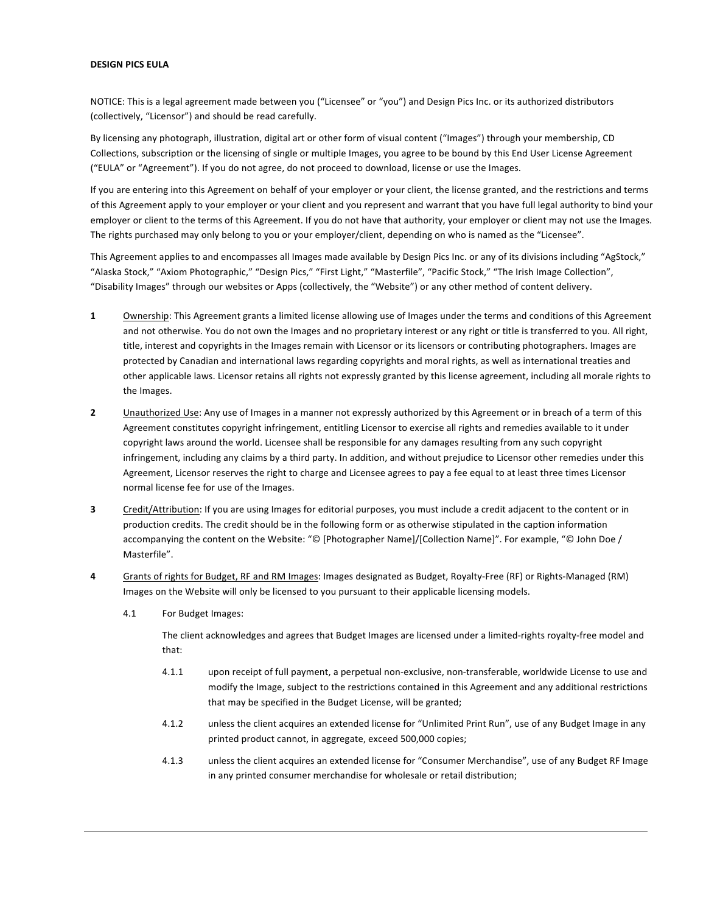**DESIGN PICS EULA**

NOTICE: This is a legal agreement made between you ("Licensee" or "you") and Design Pics Inc. or its authorized distributors (collectively, "Licensor") and should be read carefully.

By licensing any photograph, illustration, digital art or other form of visual content ("Images") through your membership, CD Collections, subscription or the licensing of single or multiple Images, you agree to be bound by this End User License Agreement ("EULA" or "Agreement"). If you do not agree, do not proceed to download, license or use the Images.

If you are entering into this Agreement on behalf of your employer or your client, the license granted, and the restrictions and terms of this Agreement apply to your employer or your client and you represent and warrant that you have full legal authority to bind your employer or client to the terms of this Agreement. If you do not have that authority, your employer or client may not use the Images. The rights purchased may only belong to you or your employer/client, depending on who is named as the "Licensee".

This Agreement applies to and encompasses all Images made available by Design Pics Inc. or any of its divisions including "AgStock," "Alaska Stock," "Axiom Photographic," "Design Pics," "First Light," "Masterfile", "Pacific Stock," "The Irish Image Collection", "Disability Images" through our websites or Apps (collectively, the "Website") or any other method of content delivery.

**1** Ownership: This Agreement grants a limited license allowing use of Images under the terms and conditions of this Agreement and not otherwise. You do not own the Images and no proprietary interest or any right or title is transferred to you. All right, title, interest and copyrights in the Images remain with Licensor or its licensors or contributing photographers. Images are protected by Canadian and international laws regarding copyrights and moral rights, as well as international treaties and other applicable laws. Licensor retains all rights not expressly granted by this license agreement, including all morale rights to the Images.

**2** Unauthorized Use: Any use of Images in a manner not expressly authorized by this Agreement or in breach of a term of this Agreement constitutes copyright infringement, entitling Licensor to exercise all rights and remedies available to it under copyright laws around the world. Licensee shall be responsible for any damages resulting from any such copyright infringement, including any claims by a third party. In addition, and without prejudice to Licensor other remedies under this Agreement, Licensor reserves the right to charge and Licensee agrees to pay a fee equal to at least three times Licensor normal license fee for use of the Images.

**3** Credit/Attribution: If you are using Images for editorial purposes, you must include a credit adjacent to the content or in production credits. The credit should be in the following form or as otherwise stipulated in the caption information accompanying the content on the Website: "© [Photographer Name]/[Collection Name]". For example, "© John Doe / Masterfile".

**4** Grants of rights for Budget, RF and RM Images: Images designated as Budget, Royalty-Free (RF) or Rights-Managed (RM) Images on the Website will only be licensed to you pursuant to their applicable licensing models.

4.1 For Budget Images:

The client acknowledges and agrees that Budget Images are licensed under a limited-rights royalty-free model and that:

4.1.1 upon receipt of full payment, a perpetual non-exclusive, non-transferable, worldwide License to use and modify the Image, subject to the restrictions contained in this Agreement and any additional restrictions that may be specified in the Budget License, will be granted;

4.1.2 unless the client acquires an extended license for "Unlimited Print Run", use of any Budget Image in any printed product cannot, in aggregate, exceed 500,000 copies;

4.1.3 unless the client acquires an extended license for "Consumer Merchandise", use of any Budget RF Image in any printed consumer merchandise for wholesale or retail distribution;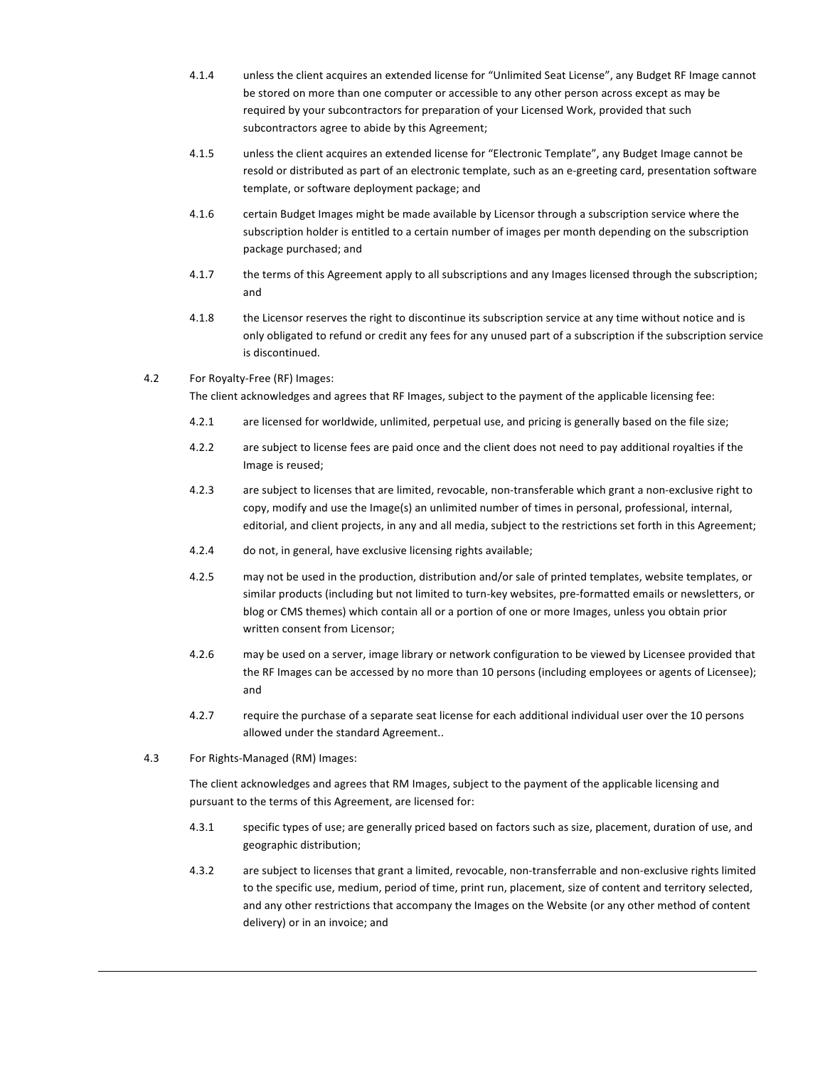4.1.4 unless the client acquires an extended license for "Unlimited Seat License", any Budget RF Image cannot be stored on more than one computer or accessible to any other person across except as may be required by your subcontractors for preparation of your Licensed Work, provided that such subcontractors agree to abide by this Agreement;

4.1.5 unless the client acquires an extended license for "Electronic Template", any Budget Image cannot be resold or distributed as part of an electronic template, such as an e-greeting card, presentation software template, or software deployment package; and

4.1.6 certain Budget Images might be made available by Licensor through a subscription service where the subscription holder is entitled to a certain number of images per month depending on the subscription package purchased; and

4.1.7 the terms of this Agreement apply to all subscriptions and any Images licensed through the subscription; and

4.1.8 the Licensor reserves the right to discontinue its subscription service at any time without notice and is only obligated to refund or credit any fees for any unused part of a subscription if the subscription service is discontinued.

4.2 For Royalty-Free (RF) Images:
The client acknowledges and agrees that RF Images, subject to the payment of the applicable licensing fee:

4.2.1 are licensed for worldwide, unlimited, perpetual use, and pricing is generally based on the file size;

4.2.2 are subject to license fees are paid once and the client does not need to pay additional royalties if the Image is reused;

4.2.3 are subject to licenses that are limited, revocable, non-transferable which grant a non-exclusive right to copy, modify and use the Image(s) an unlimited number of times in personal, professional, internal, editorial, and client projects, in any and all media, subject to the restrictions set forth in this Agreement;

4.2.4 do not, in general, have exclusive licensing rights available;

4.2.5 may not be used in the production, distribution and/or sale of printed templates, website templates, or similar products (including but not limited to turn-key websites, pre-formatted emails or newsletters, or blog or CMS themes) which contain all or a portion of one or more Images, unless you obtain prior written consent from Licensor;

4.2.6 may be used on a server, image library or network configuration to be viewed by Licensee provided that the RF Images can be accessed by no more than 10 persons (including employees or agents of Licensee); and

4.2.7 require the purchase of a separate seat license for each additional individual user over the 10 persons allowed under the standard Agreement..

4.3 For Rights-Managed (RM) Images:

The client acknowledges and agrees that RM Images, subject to the payment of the applicable licensing and pursuant to the terms of this Agreement, are licensed for:

4.3.1 specific types of use; are generally priced based on factors such as size, placement, duration of use, and geographic distribution;

4.3.2 are subject to licenses that grant a limited, revocable, non-transferrable and non-exclusive rights limited to the specific use, medium, period of time, print run, placement, size of content and territory selected, and any other restrictions that accompany the Images on the Website (or any other method of content delivery) or in an invoice; and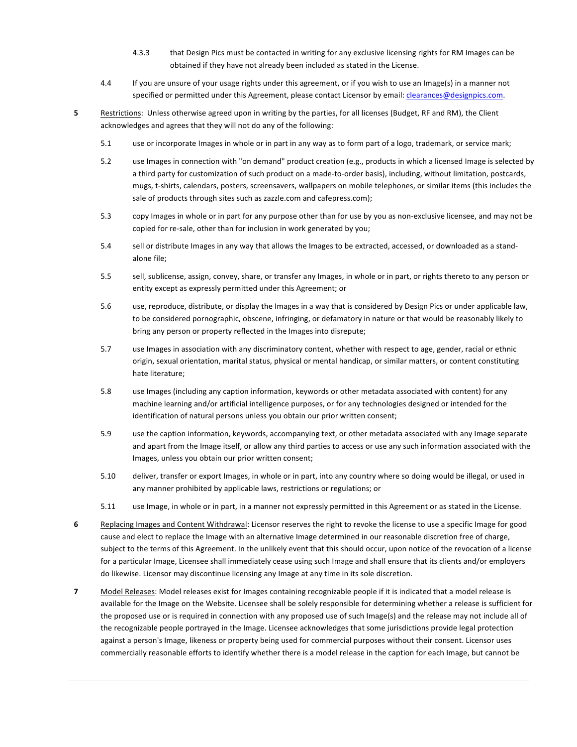4.3.3 that Design Pics must be contacted in writing for any exclusive licensing rights for RM Images can be obtained if they have not already been included as stated in the License.

4.4 If you are unsure of your usage rights under this agreement, or if you wish to use an Image(s) in a manner not specified or permitted under this Agreement, please contact Licensor by email: clearances@designpics.com.

**5** Restrictions: Unless otherwise agreed upon in writing by the parties, for all licenses (Budget, RF and RM), the Client acknowledges and agrees that they will not do any of the following:

5.1 use or incorporate Images in whole or in part in any way as to form part of a logo, trademark, or service mark;

5.2 use Images in connection with "on demand" product creation (e.g., products in which a licensed Image is selected by a third party for customization of such product on a made-to-order basis), including, without limitation, postcards, mugs, t-shirts, calendars, posters, screensavers, wallpapers on mobile telephones, or similar items (this includes the sale of products through sites such as zazzle.com and cafepress.com);

5.3 copy Images in whole or in part for any purpose other than for use by you as non-exclusive licensee, and may not be copied for re-sale, other than for inclusion in work generated by you;

5.4 sell or distribute Images in any way that allows the Images to be extracted, accessed, or downloaded as a stand-alone file;

5.5 sell, sublicense, assign, convey, share, or transfer any Images, in whole or in part, or rights thereto to any person or entity except as expressly permitted under this Agreement; or

5.6 use, reproduce, distribute, or display the Images in a way that is considered by Design Pics or under applicable law, to be considered pornographic, obscene, infringing, or defamatory in nature or that would be reasonably likely to bring any person or property reflected in the Images into disrepute;

5.7 use Images in association with any discriminatory content, whether with respect to age, gender, racial or ethnic origin, sexual orientation, marital status, physical or mental handicap, or similar matters, or content constituting hate literature;

5.8 use Images (including any caption information, keywords or other metadata associated with content) for any machine learning and/or artificial intelligence purposes, or for any technologies designed or intended for the identification of natural persons unless you obtain our prior written consent;

5.9 use the caption information, keywords, accompanying text, or other metadata associated with any Image separate and apart from the Image itself, or allow any third parties to access or use any such information associated with the Images, unless you obtain our prior written consent;

5.10 deliver, transfer or export Images, in whole or in part, into any country where so doing would be illegal, or used in any manner prohibited by applicable laws, restrictions or regulations; or

5.11 use Image, in whole or in part, in a manner not expressly permitted in this Agreement or as stated in the License.

**6** Replacing Images and Content Withdrawal: Licensor reserves the right to revoke the license to use a specific Image for good cause and elect to replace the Image with an alternative Image determined in our reasonable discretion free of charge, subject to the terms of this Agreement. In the unlikely event that this should occur, upon notice of the revocation of a license for a particular Image, Licensee shall immediately cease using such Image and shall ensure that its clients and/or employers do likewise. Licensor may discontinue licensing any Image at any time in its sole discretion.

**7** Model Releases: Model releases exist for Images containing recognizable people if it is indicated that a model release is available for the Image on the Website. Licensee shall be solely responsible for determining whether a release is sufficient for the proposed use or is required in connection with any proposed use of such Image(s) and the release may not include all of the recognizable people portrayed in the Image. Licensee acknowledges that some jurisdictions provide legal protection against a person's Image, likeness or property being used for commercial purposes without their consent. Licensor uses commercially reasonable efforts to identify whether there is a model release in the caption for each Image, but cannot be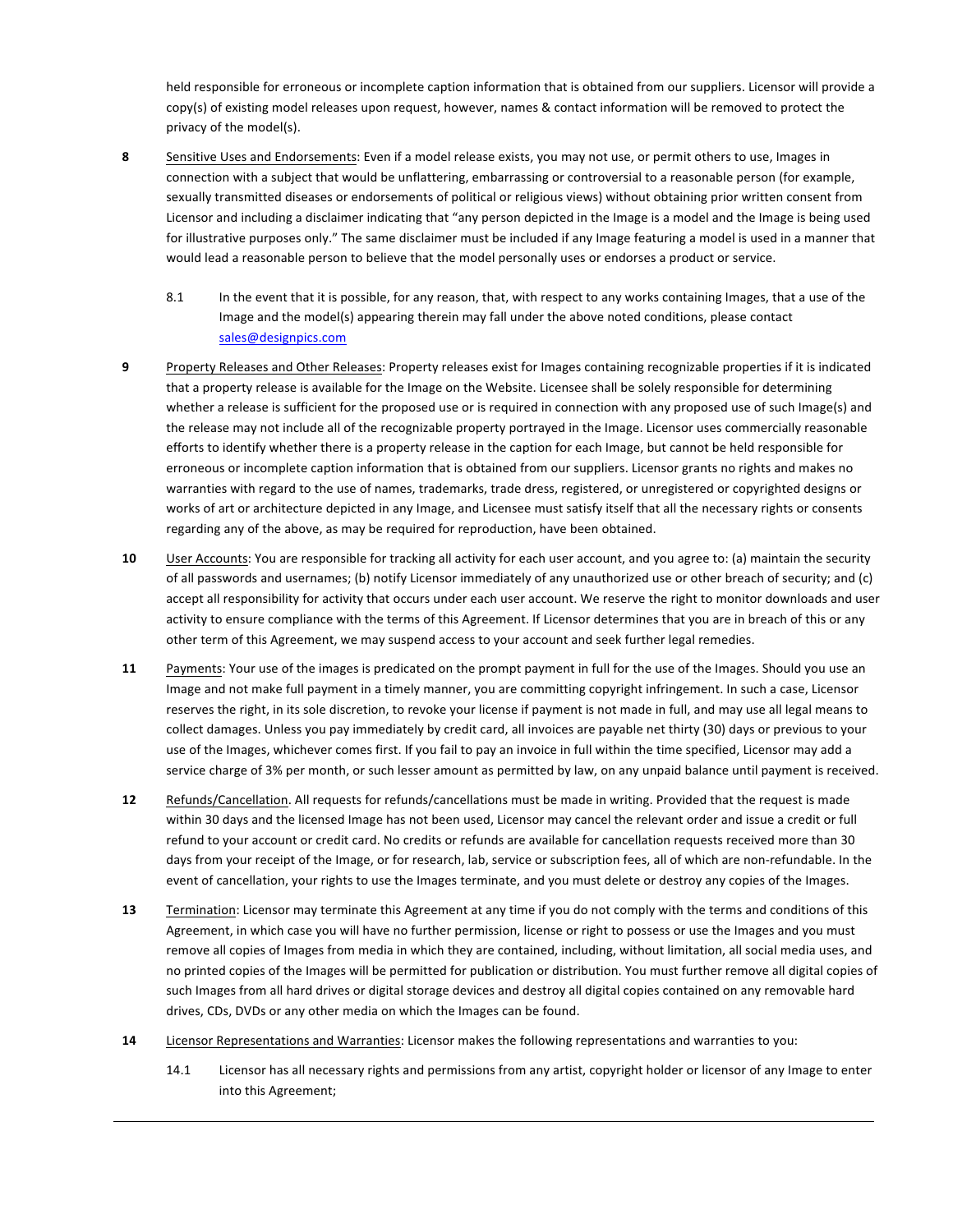held responsible for erroneous or incomplete caption information that is obtained from our suppliers. Licensor will provide a copy(s) of existing model releases upon request, however, names & contact information will be removed to protect the privacy of the model(s).

**8** Sensitive Uses and Endorsements: Even if a model release exists, you may not use, or permit others to use, Images in connection with a subject that would be unflattering, embarrassing or controversial to a reasonable person (for example, sexually transmitted diseases or endorsements of political or religious views) without obtaining prior written consent from Licensor and including a disclaimer indicating that "any person depicted in the Image is a model and the Image is being used for illustrative purposes only." The same disclaimer must be included if any Image featuring a model is used in a manner that would lead a reasonable person to believe that the model personally uses or endorses a product or service.

8.1 In the event that it is possible, for any reason, that, with respect to any works containing Images, that a use of the Image and the model(s) appearing therein may fall under the above noted conditions, please contact sales@designpics.com

**9** Property Releases and Other Releases: Property releases exist for Images containing recognizable properties if it is indicated that a property release is available for the Image on the Website. Licensee shall be solely responsible for determining whether a release is sufficient for the proposed use or is required in connection with any proposed use of such Image(s) and the release may not include all of the recognizable property portrayed in the Image. Licensor uses commercially reasonable efforts to identify whether there is a property release in the caption for each Image, but cannot be held responsible for erroneous or incomplete caption information that is obtained from our suppliers. Licensor grants no rights and makes no warranties with regard to the use of names, trademarks, trade dress, registered, or unregistered or copyrighted designs or works of art or architecture depicted in any Image, and Licensee must satisfy itself that all the necessary rights or consents regarding any of the above, as may be required for reproduction, have been obtained.

**10** User Accounts: You are responsible for tracking all activity for each user account, and you agree to: (a) maintain the security of all passwords and usernames; (b) notify Licensor immediately of any unauthorized use or other breach of security; and (c) accept all responsibility for activity that occurs under each user account. We reserve the right to monitor downloads and user activity to ensure compliance with the terms of this Agreement. If Licensor determines that you are in breach of this or any other term of this Agreement, we may suspend access to your account and seek further legal remedies.

**11** Payments: Your use of the images is predicated on the prompt payment in full for the use of the Images. Should you use an Image and not make full payment in a timely manner, you are committing copyright infringement. In such a case, Licensor reserves the right, in its sole discretion, to revoke your license if payment is not made in full, and may use all legal means to collect damages. Unless you pay immediately by credit card, all invoices are payable net thirty (30) days or previous to your use of the Images, whichever comes first. If you fail to pay an invoice in full within the time specified, Licensor may add a service charge of 3% per month, or such lesser amount as permitted by law, on any unpaid balance until payment is received.

**12** Refunds/Cancellation. All requests for refunds/cancellations must be made in writing. Provided that the request is made within 30 days and the licensed Image has not been used, Licensor may cancel the relevant order and issue a credit or full refund to your account or credit card. No credits or refunds are available for cancellation requests received more than 30 days from your receipt of the Image, or for research, lab, service or subscription fees, all of which are non-refundable. In the event of cancellation, your rights to use the Images terminate, and you must delete or destroy any copies of the Images.

**13** Termination: Licensor may terminate this Agreement at any time if you do not comply with the terms and conditions of this Agreement, in which case you will have no further permission, license or right to possess or use the Images and you must remove all copies of Images from media in which they are contained, including, without limitation, all social media uses, and no printed copies of the Images will be permitted for publication or distribution. You must further remove all digital copies of such Images from all hard drives or digital storage devices and destroy all digital copies contained on any removable hard drives, CDs, DVDs or any other media on which the Images can be found.

**14** Licensor Representations and Warranties: Licensor makes the following representations and warranties to you:

14.1 Licensor has all necessary rights and permissions from any artist, copyright holder or licensor of any Image to enter into this Agreement;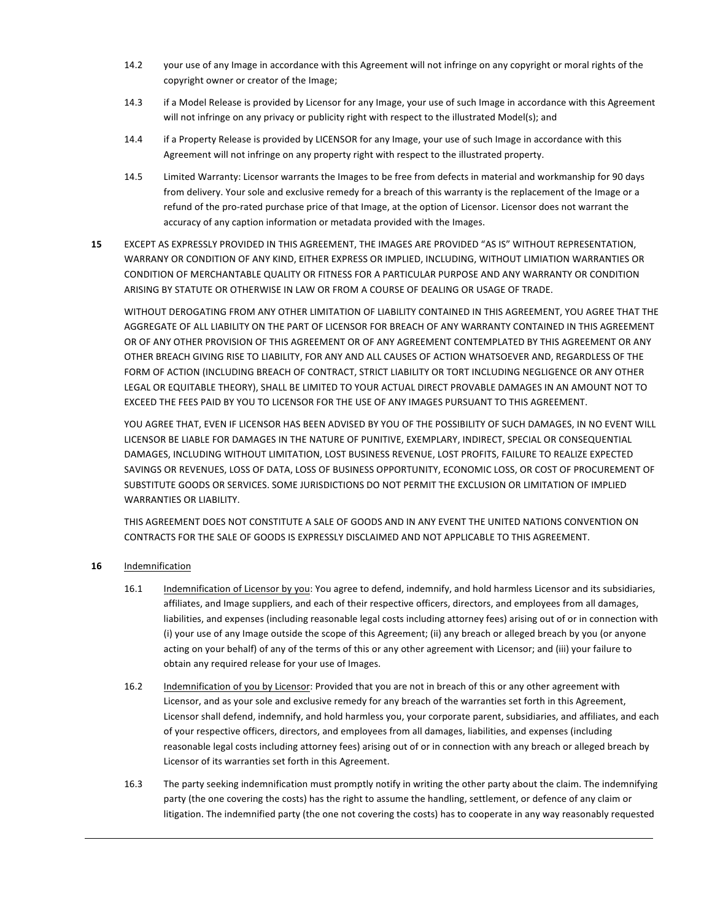14.2 your use of any Image in accordance with this Agreement will not infringe on any copyright or moral rights of the copyright owner or creator of the Image;

14.3 if a Model Release is provided by Licensor for any Image, your use of such Image in accordance with this Agreement will not infringe on any privacy or publicity right with respect to the illustrated Model(s); and

14.4 if a Property Release is provided by LICENSOR for any Image, your use of such Image in accordance with this Agreement will not infringe on any property right with respect to the illustrated property.

14.5 Limited Warranty: Licensor warrants the Images to be free from defects in material and workmanship for 90 days from delivery. Your sole and exclusive remedy for a breach of this warranty is the replacement of the Image or a refund of the pro-rated purchase price of that Image, at the option of Licensor. Licensor does not warrant the accuracy of any caption information or metadata provided with the Images.

**15** EXCEPT AS EXPRESSLY PROVIDED IN THIS AGREEMENT, THE IMAGES ARE PROVIDED "AS IS" WITHOUT REPRESENTATION, WARRANTY OR CONDITION OF ANY KIND, EITHER EXPRESS OR IMPLIED, INCLUDING, WITHOUT LIMIATION WARRANTIES OR CONDITION OF MERCHANTABLE QUALITY OR FITNESS FOR A PARTICULAR PURPOSE AND ANY WARRANTY OR CONDITION ARISING BY STATUTE OR OTHERWISE IN LAW OR FROM A COURSE OF DEALING OR USAGE OF TRADE.

WITHOUT DEROGATING FROM ANY OTHER LIMITATION OF LIABILITY CONTAINED IN THIS AGREEMENT, YOU AGREE THAT THE AGGREGATE OF ALL LIABILITY ON THE PART OF LICENSOR FOR BREACH OF ANY WARRANTY CONTAINED IN THIS AGREEMENT OR OF ANY OTHER PROVISION OF THIS AGREEMENT OR OF ANY AGREEMENT CONTEMPLATED BY THIS AGREEMENT OR ANY OTHER BREACH GIVING RISE TO LIABILITY, FOR ANY AND ALL CAUSES OF ACTION WHATSOEVER AND, REGARDLESS OF THE FORM OF ACTION (INCLUDING BREACH OF CONTRACT, STRICT LIABILITY OR TORT INCLUDING NEGLIGENCE OR ANY OTHER LEGAL OR EQUITABLE THEORY), SHALL BE LIMITED TO YOUR ACTUAL DIRECT PROVABLE DAMAGES IN AN AMOUNT NOT TO EXCEED THE FEES PAID BY YOU TO LICENSOR FOR THE USE OF ANY IMAGES PURSUANT TO THIS AGREEMENT.

YOU AGREE THAT, EVEN IF LICENSOR HAS BEEN ADVISED BY YOU OF THE POSSIBILITY OF SUCH DAMAGES, IN NO EVENT WILL LICENSOR BE LIABLE FOR DAMAGES IN THE NATURE OF PUNITIVE, EXEMPLARY, INDIRECT, SPECIAL OR CONSEQUENTIAL DAMAGES, INCLUDING WITHOUT LIMITATION, LOST BUSINESS REVENUE, LOST PROFITS, FAILURE TO REALIZE EXPECTED SAVINGS OR REVENUES, LOSS OF DATA, LOSS OF BUSINESS OPPORTUNITY, ECONOMIC LOSS, OR COST OF PROCUREMENT OF SUBSTITUTE GOODS OR SERVICES. SOME JURISDICTIONS DO NOT PERMIT THE EXCLUSION OR LIMITATION OF IMPLIED WARRANTIES OR LIABILITY.

THIS AGREEMENT DOES NOT CONSTITUTE A SALE OF GOODS AND IN ANY EVENT THE UNITED NATIONS CONVENTION ON CONTRACTS FOR THE SALE OF GOODS IS EXPRESSLY DISCLAIMED AND NOT APPLICABLE TO THIS AGREEMENT.

**16** Indemnification

16.1 Indemnification of Licensor by you: You agree to defend, indemnify, and hold harmless Licensor and its subsidiaries, affiliates, and Image suppliers, and each of their respective officers, directors, and employees from all damages, liabilities, and expenses (including reasonable legal costs including attorney fees) arising out of or in connection with (i) your use of any Image outside the scope of this Agreement; (ii) any breach or alleged breach by you (or anyone acting on your behalf) of any of the terms of this or any other agreement with Licensor; and (iii) your failure to obtain any required release for your use of Images.

16.2 Indemnification of you by Licensor: Provided that you are not in breach of this or any other agreement with Licensor, and as your sole and exclusive remedy for any breach of the warranties set forth in this Agreement, Licensor shall defend, indemnify, and hold harmless you, your corporate parent, subsidiaries, and affiliates, and each of your respective officers, directors, and employees from all damages, liabilities, and expenses (including reasonable legal costs including attorney fees) arising out of or in connection with any breach or alleged breach by Licensor of its warranties set forth in this Agreement.

16.3 The party seeking indemnification must promptly notify in writing the other party about the claim. The indemnifying party (the one covering the costs) has the right to assume the handling, settlement, or defence of any claim or litigation. The indemnified party (the one not covering the costs) has to cooperate in any way reasonably requested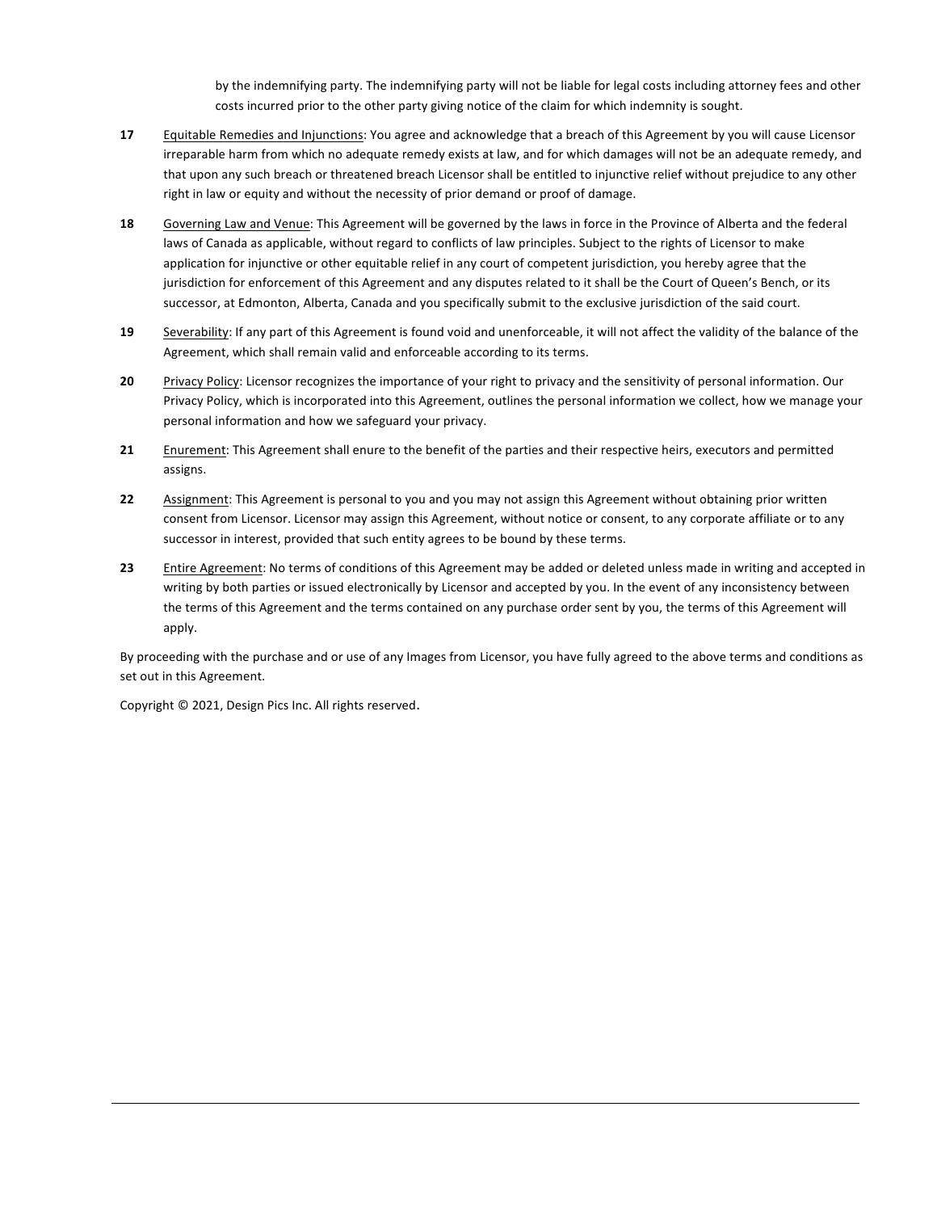by the indemnifying party. The indemnifying party will not be liable for legal costs including attorney fees and other costs incurred prior to the other party giving notice of the claim for which indemnity is sought.

**17** Equitable Remedies and Injunctions: You agree and acknowledge that a breach of this Agreement by you will cause Licensor irreparable harm from which no adequate remedy exists at law, and for which damages will not be an adequate remedy, and that upon any such breach or threatened breach Licensor shall be entitled to injunctive relief without prejudice to any other right in law or equity and without the necessity of prior demand or proof of damage.

**18** Governing Law and Venue: This Agreement will be governed by the laws in force in the Province of Alberta and the federal laws of Canada as applicable, without regard to conflicts of law principles. Subject to the rights of Licensor to make application for injunctive or other equitable relief in any court of competent jurisdiction, you hereby agree that the jurisdiction for enforcement of this Agreement and any disputes related to it shall be the Court of Queen's Bench, or its successor, at Edmonton, Alberta, Canada and you specifically submit to the exclusive jurisdiction of the said court.

**19** Severability: If any part of this Agreement is found void and unenforceable, it will not affect the validity of the balance of the Agreement, which shall remain valid and enforceable according to its terms.

**20** Privacy Policy: Licensor recognizes the importance of your right to privacy and the sensitivity of personal information. Our Privacy Policy, which is incorporated into this Agreement, outlines the personal information we collect, how we manage your personal information and how we safeguard your privacy.

**21** Enurement: This Agreement shall enure to the benefit of the parties and their respective heirs, executors and permitted assigns.

**22** Assignment: This Agreement is personal to you and you may not assign this Agreement without obtaining prior written consent from Licensor. Licensor may assign this Agreement, without notice or consent, to any corporate affiliate or to any successor in interest, provided that such entity agrees to be bound by these terms.

**23** Entire Agreement: No terms of conditions of this Agreement may be added or deleted unless made in writing and accepted in writing by both parties or issued electronically by Licensor and accepted by you. In the event of any inconsistency between the terms of this Agreement and the terms contained on any purchase order sent by you, the terms of this Agreement will apply.

By proceeding with the purchase and or use of any Images from Licensor, you have fully agreed to the above terms and conditions as set out in this Agreement.

Copyright © 2021, Design Pics Inc. All rights reserved.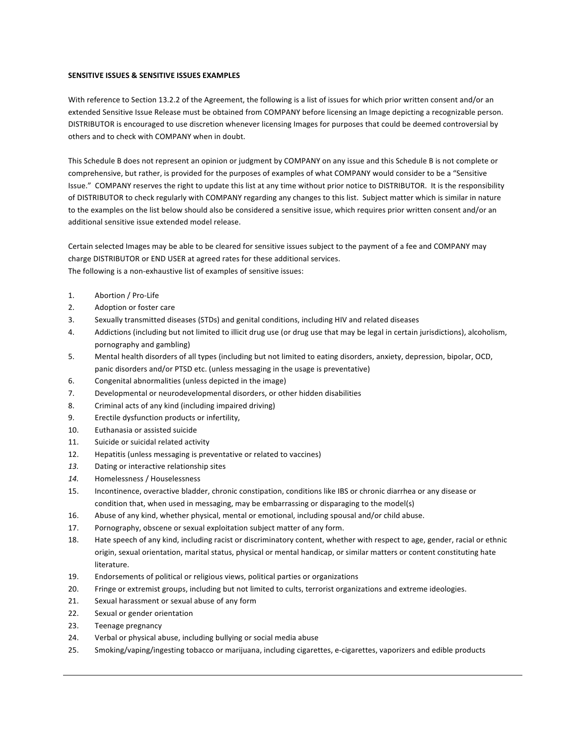**SENSITIVE ISSUES & SENSITIVE ISSUES EXAMPLES**

With reference to Section 13.2.2 of the Agreement, the following is a list of issues for which prior written consent and/or an extended Sensitive Issue Release must be obtained from COMPANY before licensing an Image depicting a recognizable person. DISTRIBUTOR is encouraged to use discretion whenever licensing Images for purposes that could be deemed controversial by others and to check with COMPANY when in doubt.

This Schedule B does not represent an opinion or judgment by COMPANY on any issue and this Schedule B is not complete or comprehensive, but rather, is provided for the purposes of examples of what COMPANY would consider to be a "Sensitive Issue." COMPANY reserves the right to update this list at any time without prior notice to DISTRIBUTOR. It is the responsibility of DISTRIBUTOR to check regularly with COMPANY regarding any changes to this list. Subject matter which is similar in nature to the examples on the list below should also be considered a sensitive issue, which requires prior written consent and/or an additional sensitive issue extended model release.

Certain selected Images may be able to be cleared for sensitive issues subject to the payment of a fee and COMPANY may charge DISTRIBUTOR or END USER at agreed rates for these additional services.
The following is a non-exhaustive list of examples of sensitive issues:

1. Abortion / Pro-Life
2. Adoption or foster care
3. Sexually transmitted diseases (STDs) and genital conditions, including HIV and related diseases
4. Addictions (including but not limited to illicit drug use (or drug use that may be legal in certain jurisdictions), alcoholism, pornography and gambling)
5. Mental health disorders of all types (including but not limited to eating disorders, anxiety, depression, bipolar, OCD, panic disorders and/or PTSD etc. (unless messaging in the usage is preventative)
6. Congenital abnormalities (unless depicted in the image)
7. Developmental or neurodevelopmental disorders, or other hidden disabilities
8. Criminal acts of any kind (including impaired driving)
9. Erectile dysfunction products or infertility,
10. Euthanasia or assisted suicide
11. Suicide or suicidal related activity
12. Hepatitis (unless messaging is preventative or related to vaccines)
13. Dating or interactive relationship sites
14. Homelessness / Houselessness
15. Incontinence, overactive bladder, chronic constipation, conditions like IBS or chronic diarrhea or any disease or condition that, when used in messaging, may be embarrassing or disparaging to the model(s)
16. Abuse of any kind, whether physical, mental or emotional, including spousal and/or child abuse.
17. Pornography, obscene or sexual exploitation subject matter of any form.
18. Hate speech of any kind, including racist or discriminatory content, whether with respect to age, gender, racial or ethnic origin, sexual orientation, marital status, physical or mental handicap, or similar matters or content constituting hate literature.
19. Endorsements of political or religious views, political parties or organizations
20. Fringe or extremist groups, including but not limited to cults, terrorist organizations and extreme ideologies.
21. Sexual harassment or sexual abuse of any form
22. Sexual or gender orientation
23. Teenage pregnancy
24. Verbal or physical abuse, including bullying or social media abuse
25. Smoking/vaping/ingesting tobacco or marijuana, including cigarettes, e-cigarettes, vaporizers and edible products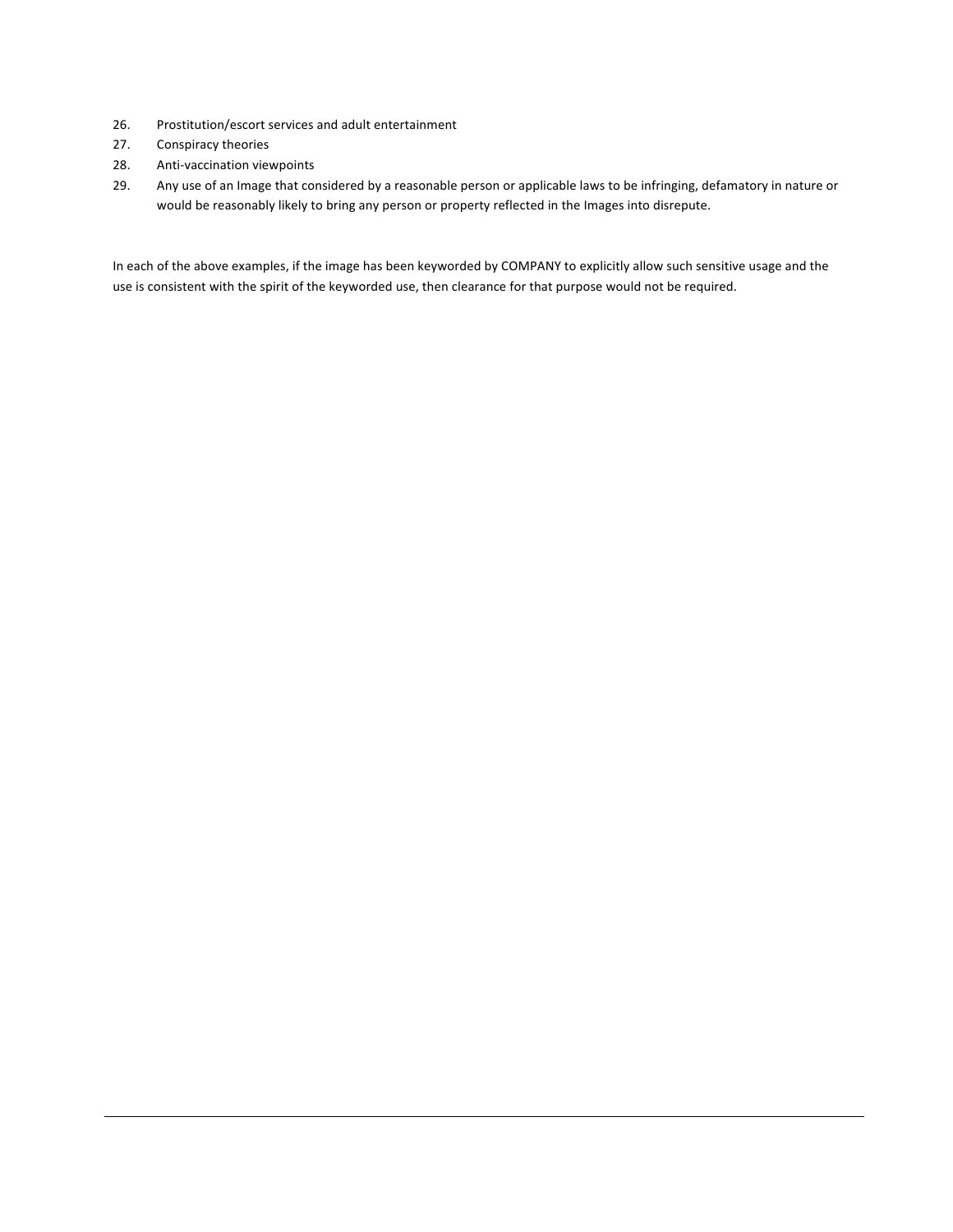26. Prostitution/escort services and adult entertainment
27. Conspiracy theories
28. Anti-vaccination viewpoints
29. Any use of an Image that considered by a reasonable person or applicable laws to be infringing, defamatory in nature or would be reasonably likely to bring any person or property reflected in the Images into disrepute.

In each of the above examples, if the image has been keyworded by COMPANY to explicitly allow such sensitive usage and the use is consistent with the spirit of the keyworded use, then clearance for that purpose would not be required.